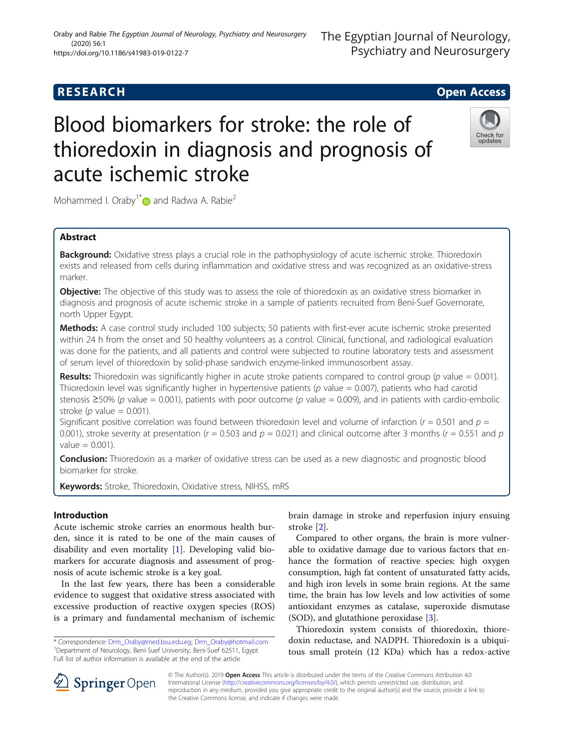RESEARCH Open Access

# Blood biomarkers for stroke: the role of thioredoxin in diagnosis and prognosis of acute ischemic stroke

Mohammed I. Oraby[1*] and Radwa A. Rabie[2]

## Abstract

**Background:** Oxidative stress plays a crucial role in the pathophysiology of acute ischemic stroke. Thioredoxin exists and released from cells during inflammation and oxidative stress and was recognized as an oxidative-stress marker.

**Objective:** The objective of this study was to assess the role of thioredoxin as an oxidative stress biomarker in diagnosis and prognosis of acute ischemic stroke in a sample of patients recruited from Beni-Suef Governorate, north Upper Egypt.

**Methods:** A case control study included 100 subjects; 50 patients with first-ever acute ischemic stroke presented within 24 h from the onset and 50 healthy volunteers as a control. Clinical, functional, and radiological evaluation was done for the patients, and all patients and control were subjected to routine laboratory tests and assessment of serum level of thioredoxin by solid-phase sandwich enzyme-linked immunosorbent assay.

**Results:** Thioredoxin was significantly higher in acute stroke patients compared to control group ($p$ value = 0.001). Thioredoxin level was significantly higher in hypertensive patients ($p$ value = 0.007), patients who had carotid stenosis ≥50% ($p$ value = 0.001), patients with poor outcome ($p$ value = 0.009), and in patients with cardio-embolic stroke ($p$ value = 0.001).

Significant positive correlation was found between thioredoxin level and volume of infarction ($r$ = 0.501 and $p$ = 0.001), stroke severity at presentation ($r$ = 0.503 and $p$ = 0.021) and clinical outcome after 3 months ($r$ = 0.551 and $p$ value = 0.001).

**Conclusion:** Thioredoxin as a marker of oxidative stress can be used as a new diagnostic and prognostic blood biomarker for stroke.

**Keywords:** Stroke, Thioredoxin, Oxidative stress, NIHSS, mRS

## Introduction

Acute ischemic stroke carries an enormous health burden, since it is rated to be one of the main causes of disability and even mortality [1]. Developing valid biomarkers for accurate diagnosis and assessment of prognosis of acute ischemic stroke is a key goal.

In the last few years, there has been a considerable evidence to suggest that oxidative stress associated with excessive production of reactive oxygen species (ROS) is a primary and fundamental mechanism of ischemic brain damage in stroke and reperfusion injury ensuing stroke [2].

Compared to other organs, the brain is more vulnerable to oxidative damage due to various factors that enhance the formation of reactive species: high oxygen consumption, high fat content of unsaturated fatty acids, and high iron levels in some brain regions. At the same time, the brain has low levels and low activities of some antioxidant enzymes as catalase, superoxide dismutase (SOD), and glutathione peroxidase [3].

Thioredoxin system consists of thioredoxin, thioredoxin reductase, and NADPH. Thioredoxin is a ubiquitous small protein (12 KDa) which has a redox-active

* Correspondence: Drm_Oraby@med.bsu.edu.eg; Drm_Oraby@hotmail.com
[1]Department of Neurology, Beni-Suef University, Beni-Suef 62511, Egypt
Full list of author information is available at the end of the article

© The Author(s). 2019 **Open Access** This article is distributed under the terms of the Creative Commons Attribution 4.0 International License (http://creativecommons.org/licenses/by/4.0/), which permits unrestricted use, distribution, and reproduction in any medium, provided you give appropriate credit to the original author(s) and the source, provide a link to the Creative Commons license, and indicate if changes were made.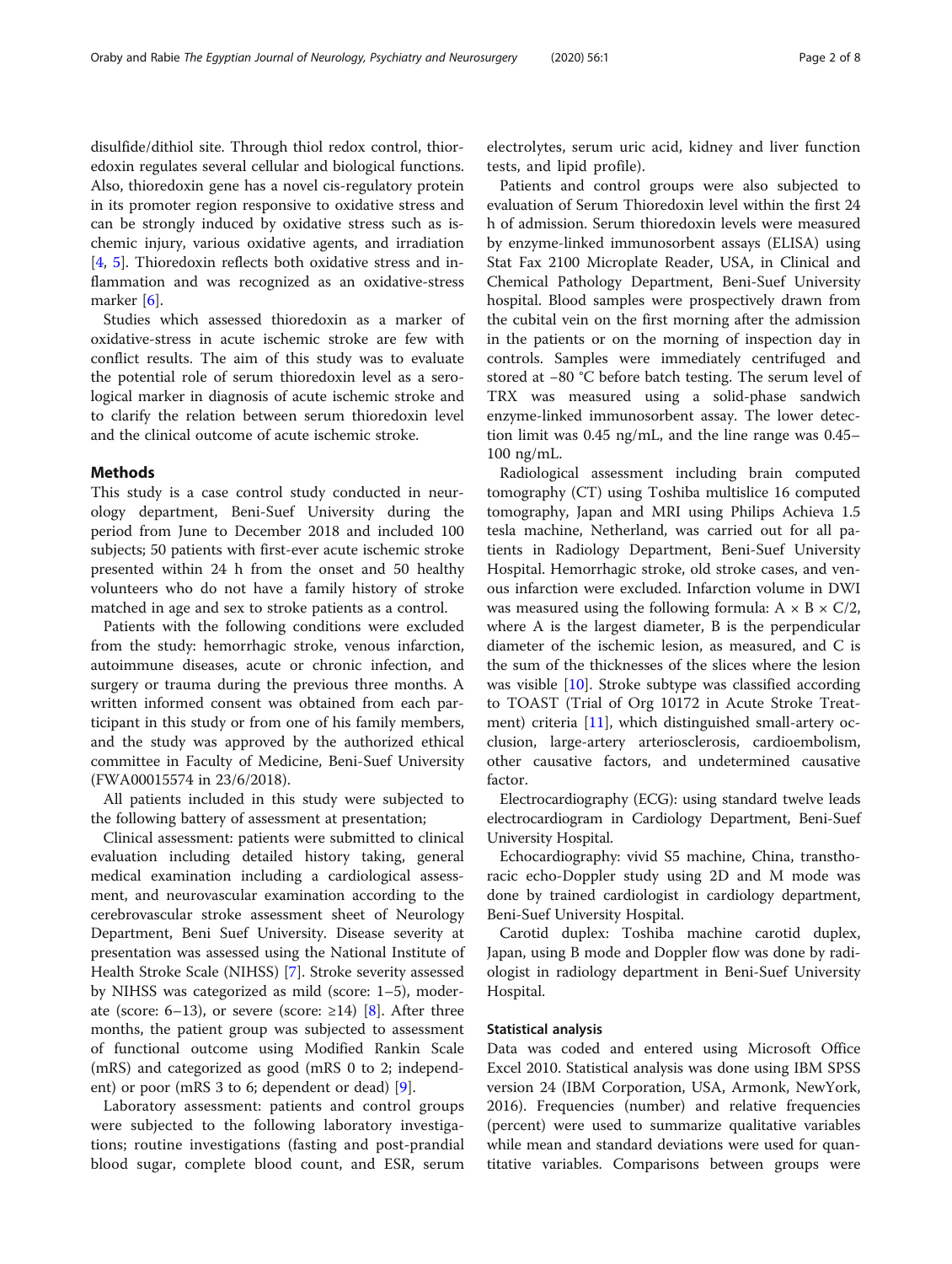disulfide/dithiol site. Through thiol redox control, thioredoxin regulates several cellular and biological functions. Also, thioredoxin gene has a novel cis-regulatory protein in its promoter region responsive to oxidative stress and can be strongly induced by oxidative stress such as ischemic injury, various oxidative agents, and irradiation [4, 5]. Thioredoxin reflects both oxidative stress and inflammation and was recognized as an oxidative-stress marker [6].

Studies which assessed thioredoxin as a marker of oxidative-stress in acute ischemic stroke are few with conflict results. The aim of this study was to evaluate the potential role of serum thioredoxin level as a serological marker in diagnosis of acute ischemic stroke and to clarify the relation between serum thioredoxin level and the clinical outcome of acute ischemic stroke.

## Methods

This study is a case control study conducted in neurology department, Beni-Suef University during the period from June to December 2018 and included 100 subjects; 50 patients with first-ever acute ischemic stroke presented within 24 h from the onset and 50 healthy volunteers who do not have a family history of stroke matched in age and sex to stroke patients as a control.

Patients with the following conditions were excluded from the study: hemorrhagic stroke, venous infarction, autoimmune diseases, acute or chronic infection, and surgery or trauma during the previous three months. A written informed consent was obtained from each participant in this study or from one of his family members, and the study was approved by the authorized ethical committee in Faculty of Medicine, Beni-Suef University (FWA00015574 in 23/6/2018).

All patients included in this study were subjected to the following battery of assessment at presentation;

Clinical assessment: patients were submitted to clinical evaluation including detailed history taking, general medical examination including a cardiological assessment, and neurovascular examination according to the cerebrovascular stroke assessment sheet of Neurology Department, Beni Suef University. Disease severity at presentation was assessed using the National Institute of Health Stroke Scale (NIHSS) [7]. Stroke severity assessed by NIHSS was categorized as mild (score: 1–5), moderate (score: 6–13), or severe (score: ≥14) [8]. After three months, the patient group was subjected to assessment of functional outcome using Modified Rankin Scale (mRS) and categorized as good (mRS 0 to 2; independent) or poor (mRS 3 to 6; dependent or dead) [9].

Laboratory assessment: patients and control groups were subjected to the following laboratory investigations; routine investigations (fasting and post-prandial blood sugar, complete blood count, and ESR, serum electrolytes, serum uric acid, kidney and liver function tests, and lipid profile).

Patients and control groups were also subjected to evaluation of Serum Thioredoxin level within the first 24 h of admission. Serum thioredoxin levels were measured by enzyme-linked immunosorbent assays (ELISA) using Stat Fax 2100 Microplate Reader, USA, in Clinical and Chemical Pathology Department, Beni-Suef University hospital. Blood samples were prospectively drawn from the cubital vein on the first morning after the admission in the patients or on the morning of inspection day in controls. Samples were immediately centrifuged and stored at −80 °C before batch testing. The serum level of TRX was measured using a solid-phase sandwich enzyme-linked immunosorbent assay. The lower detection limit was 0.45 ng/mL, and the line range was 0.45–100 ng/mL.

Radiological assessment including brain computed tomography (CT) using Toshiba multislice 16 computed tomography, Japan and MRI using Philips Achieva 1.5 tesla machine, Netherland, was carried out for all patients in Radiology Department, Beni-Suef University Hospital. Hemorrhagic stroke, old stroke cases, and venous infarction were excluded. Infarction volume in DWI was measured using the following formula: $A \times B \times C/2$, where A is the largest diameter, B is the perpendicular diameter of the ischemic lesion, as measured, and C is the sum of the thicknesses of the slices where the lesion was visible [10]. Stroke subtype was classified according to TOAST (Trial of Org 10172 in Acute Stroke Treatment) criteria [11], which distinguished small-artery occlusion, large-artery arteriosclerosis, cardioembolism, other causative factors, and undetermined causative factor.

Electrocardiography (ECG): using standard twelve leads electrocardiogram in Cardiology Department, Beni-Suef University Hospital.

Echocardiography: vivid S5 machine, China, transthoracic echo-Doppler study using 2D and M mode was done by trained cardiologist in cardiology department, Beni-Suef University Hospital.

Carotid duplex: Toshiba machine carotid duplex, Japan, using B mode and Doppler flow was done by radiologist in radiology department in Beni-Suef University Hospital.

### Statistical analysis

Data was coded and entered using Microsoft Office Excel 2010. Statistical analysis was done using IBM SPSS version 24 (IBM Corporation, USA, Armonk, NewYork, 2016). Frequencies (number) and relative frequencies (percent) were used to summarize qualitative variables while mean and standard deviations were used for quantitative variables. Comparisons between groups were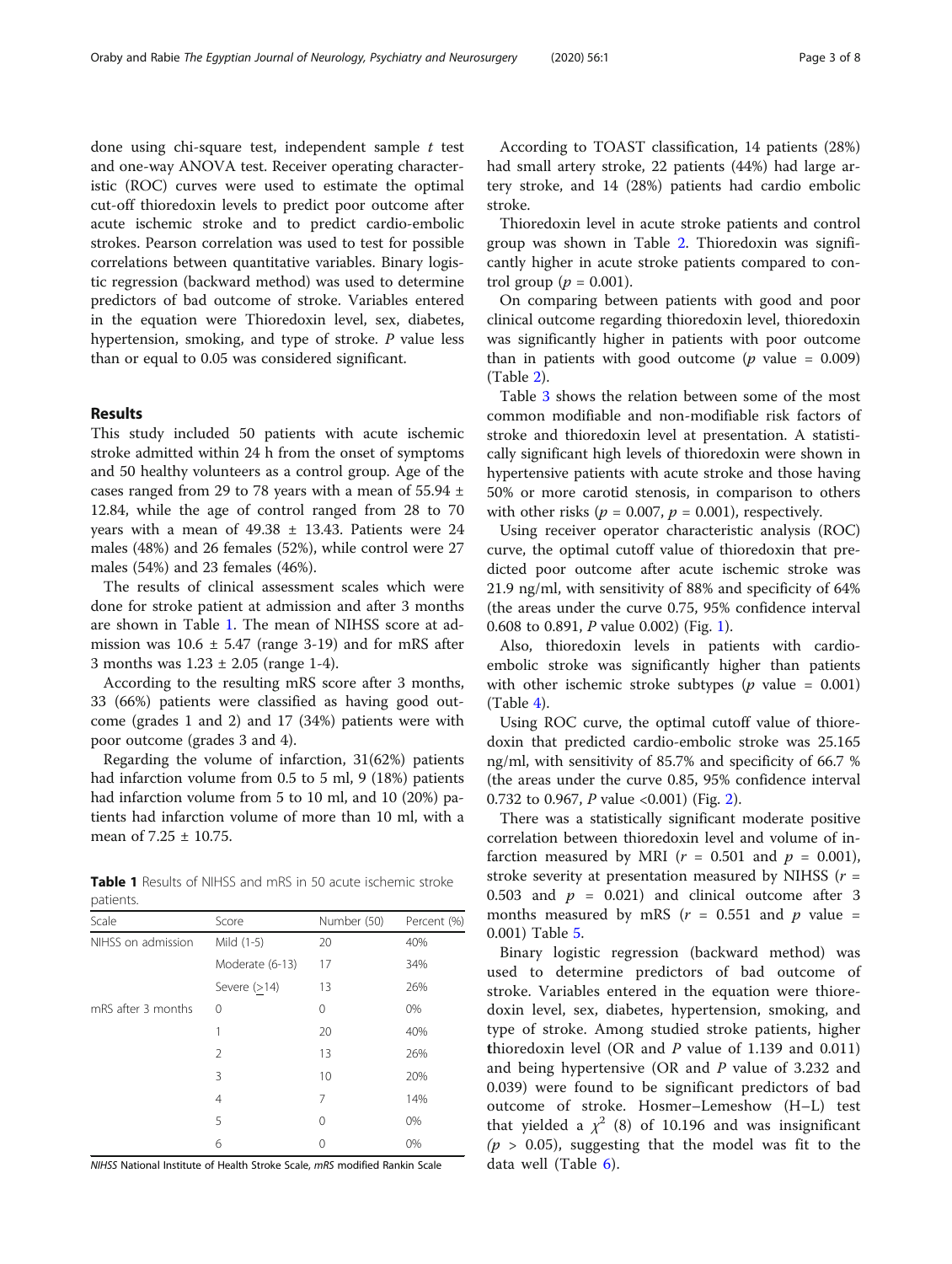done using chi-square test, independent sample *t* test and one-way ANOVA test. Receiver operating characteristic (ROC) curves were used to estimate the optimal cut-off thioredoxin levels to predict poor outcome after acute ischemic stroke and to predict cardio-embolic strokes. Pearson correlation was used to test for possible correlations between quantitative variables. Binary logistic regression (backward method) was used to determine predictors of bad outcome of stroke. Variables entered in the equation were Thioredoxin level, sex, diabetes, hypertension, smoking, and type of stroke. *P* value less than or equal to 0.05 was considered significant.

## Results

This study included 50 patients with acute ischemic stroke admitted within 24 h from the onset of symptoms and 50 healthy volunteers as a control group. Age of the cases ranged from 29 to 78 years with a mean of 55.94 ± 12.84, while the age of control ranged from 28 to 70 years with a mean of 49.38 ± 13.43. Patients were 24 males (48%) and 26 females (52%), while control were 27 males (54%) and 23 females (46%).

The results of clinical assessment scales which were done for stroke patient at admission and after 3 months are shown in Table 1. The mean of NIHSS score at admission was 10.6 ± 5.47 (range 3-19) and for mRS after 3 months was 1.23 ± 2.05 (range 1-4).

According to the resulting mRS score after 3 months, 33 (66%) patients were classified as having good outcome (grades 1 and 2) and 17 (34%) patients were with poor outcome (grades 3 and 4).

Regarding the volume of infarction, 31(62%) patients had infarction volume from 0.5 to 5 ml, 9 (18%) patients had infarction volume from 5 to 10 ml, and 10 (20%) patients had infarction volume of more than 10 ml, with a mean of 7.25 ± 10.75.

**Table 1** Results of NIHSS and mRS in 50 acute ischemic stroke patients.

| Scale | Score | Number (50) | Percent (%) |
|---|---|---|---|
| NIHSS on admission | Mild (1-5) | 20 | 40% |
| | Moderate (6-13) | 17 | 34% |
| | Severe (≥14) | 13 | 26% |
| mRS after 3 months | 0 | 0 | 0% |
| | 1 | 20 | 40% |
| | 2 | 13 | 26% |
| | 3 | 10 | 20% |
| | 4 | 7 | 14% |
| | 5 | 0 | 0% |
| | 6 | 0 | 0% |

*NIHSS* National Institute of Health Stroke Scale, *mRS* modified Rankin Scale

According to TOAST classification, 14 patients (28%) had small artery stroke, 22 patients (44%) had large artery stroke, and 14 (28%) patients had cardio embolic stroke.

Thioredoxin level in acute stroke patients and control group was shown in Table 2. Thioredoxin was significantly higher in acute stroke patients compared to control group ($p = 0.001$).

On comparing between patients with good and poor clinical outcome regarding thioredoxin level, thioredoxin was significantly higher in patients with poor outcome than in patients with good outcome ($p$ value = 0.009) (Table 2).

Table 3 shows the relation between some of the most common modifiable and non-modifiable risk factors of stroke and thioredoxin level at presentation. A statistically significant high levels of thioredoxin were shown in hypertensive patients with acute stroke and those having 50% or more carotid stenosis, in comparison to others with other risks ($p = 0.007$, $p = 0.001$), respectively.

Using receiver operator characteristic analysis (ROC) curve, the optimal cutoff value of thioredoxin that predicted poor outcome after acute ischemic stroke was 21.9 ng/ml, with sensitivity of 88% and specificity of 64% (the areas under the curve 0.75, 95% confidence interval 0.608 to 0.891, *P* value 0.002) (Fig. 1).

Also, thioredoxin levels in patients with cardio-embolic stroke was significantly higher than patients with other ischemic stroke subtypes ($p$ value = 0.001) (Table 4).

Using ROC curve, the optimal cutoff value of thioredoxin that predicted cardio-embolic stroke was 25.165 ng/ml, with sensitivity of 85.7% and specificity of 66.7 % (the areas under the curve 0.85, 95% confidence interval 0.732 to 0.967, *P* value <0.001) (Fig. 2).

There was a statistically significant moderate positive correlation between thioredoxin level and volume of infarction measured by MRI ($r = 0.501$ and $p = 0.001$), stroke severity at presentation measured by NIHSS ($r = 0.503$ and $p = 0.021$) and clinical outcome after 3 months measured by mRS ($r = 0.551$ and $p$ value = 0.001) Table 5.

Binary logistic regression (backward method) was used to determine predictors of bad outcome of stroke. Variables entered in the equation were thioredoxin level, sex, diabetes, hypertension, smoking, and type of stroke. Among studied stroke patients, higher thioredoxin level (OR and *P* value of 1.139 and 0.011) and being hypertensive (OR and *P* value of 3.232 and 0.039) were found to be significant predictors of bad outcome of stroke. Hosmer–Lemeshow (H–L) test that yielded a $\chi^2$ (8) of 10.196 and was insignificant ($p > 0.05$), suggesting that the model was fit to the data well (Table 6).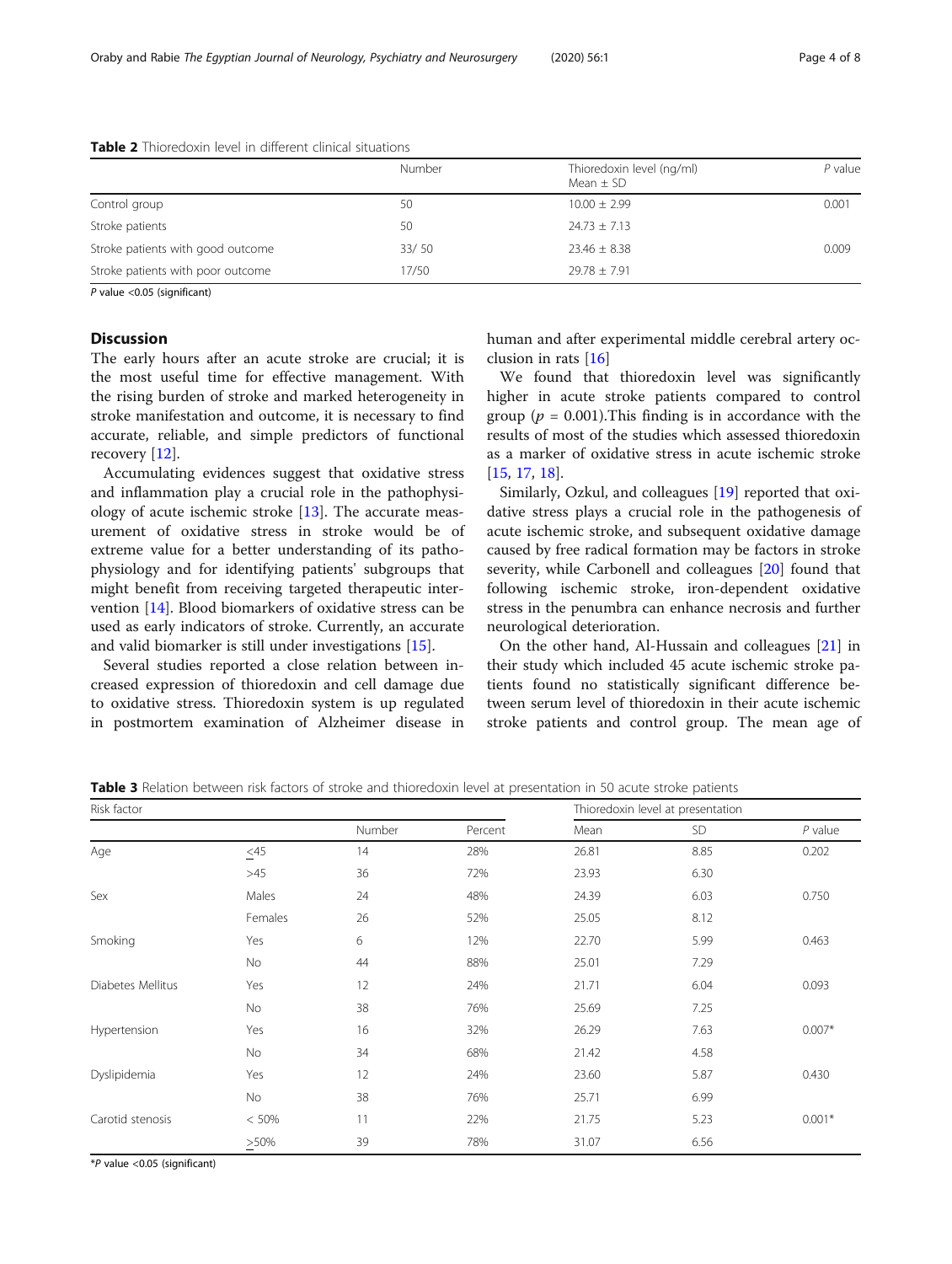**Table 2** Thioredoxin level in different clinical situations

| | Number | Thioredoxin level (ng/ml) Mean ± SD | *P* value |
|---|---|---|---|
| Control group | 50 | 10.00 ± 2.99 | 0.001 |
| Stroke patients | 50 | 24.73 ± 7.13 | |
| Stroke patients with good outcome | 33/ 50 | 23.46 ± 8.38 | 0.009 |
| Stroke patients with poor outcome | 17/50 | 29.78 ± 7.91 | |

*P* value <0.05 (significant)

## Discussion

The early hours after an acute stroke are crucial; it is the most useful time for effective management. With the rising burden of stroke and marked heterogeneity in stroke manifestation and outcome, it is necessary to find accurate, reliable, and simple predictors of functional recovery [12].

Accumulating evidences suggest that oxidative stress and inflammation play a crucial role in the pathophysiology of acute ischemic stroke [13]. The accurate measurement of oxidative stress in stroke would be of extreme value for a better understanding of its pathophysiology and for identifying patients' subgroups that might benefit from receiving targeted therapeutic intervention [14]. Blood biomarkers of oxidative stress can be used as early indicators of stroke. Currently, an accurate and valid biomarker is still under investigations [15].

Several studies reported a close relation between increased expression of thioredoxin and cell damage due to oxidative stress. Thioredoxin system is up regulated in postmortem examination of Alzheimer disease in human and after experimental middle cerebral artery occlusion in rats [16]

We found that thioredoxin level was significantly higher in acute stroke patients compared to control group ($p$ = 0.001).This finding is in accordance with the results of most of the studies which assessed thioredoxin as a marker of oxidative stress in acute ischemic stroke [15, 17, 18].

Similarly, Ozkul, and colleagues [19] reported that oxidative stress plays a crucial role in the pathogenesis of acute ischemic stroke, and subsequent oxidative damage caused by free radical formation may be factors in stroke severity, while Carbonell and colleagues [20] found that following ischemic stroke, iron-dependent oxidative stress in the penumbra can enhance necrosis and further neurological deterioration.

On the other hand, Al-Hussain and colleagues [21] in their study which included 45 acute ischemic stroke patients found no statistically significant difference between serum level of thioredoxin in their acute ischemic stroke patients and control group. The mean age of

**Table 3** Relation between risk factors of stroke and thioredoxin level at presentation in 50 acute stroke patients

| Risk factor | | | | Thioredoxin level at presentation | | |
|---|---|---|---|---|---|---|
| | | Number | Percent | Mean | SD | *P* value |
| Age | ≤45 | 14 | 28% | 26.81 | 8.85 | 0.202 |
| | >45 | 36 | 72% | 23.93 | 6.30 | |
| Sex | Males | 24 | 48% | 24.39 | 6.03 | 0.750 |
| | Females | 26 | 52% | 25.05 | 8.12 | |
| Smoking | Yes | 6 | 12% | 22.70 | 5.99 | 0.463 |
| | No | 44 | 88% | 25.01 | 7.29 | |
| Diabetes Mellitus | Yes | 12 | 24% | 21.71 | 6.04 | 0.093 |
| | No | 38 | 76% | 25.69 | 7.25 | |
| Hypertension | Yes | 16 | 32% | 26.29 | 7.63 | 0.007* |
| | No | 34 | 68% | 21.42 | 4.58 | |
| Dyslipidemia | Yes | 12 | 24% | 23.60 | 5.87 | 0.430 |
| | No | 38 | 76% | 25.71 | 6.99 | |
| Carotid stenosis | < 50% | 11 | 22% | 21.75 | 5.23 | 0.001* |
| | ≥50% | 39 | 78% | 31.07 | 6.56 | |

**P* value <0.05 (significant)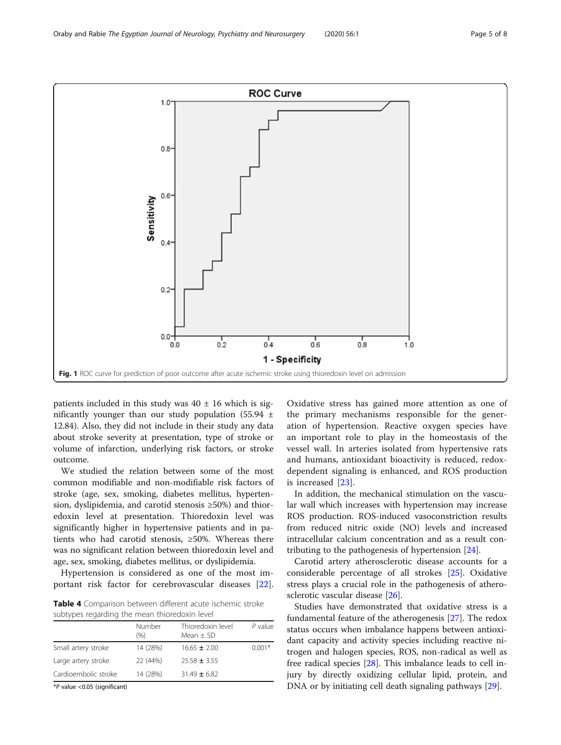Fig. 1 ROC curve for prediction of poor outcome after acute ischemic stroke using thioredoxin level on admission

patients included in this study was 40 ± 16 which is significantly younger than our study population (55.94 ± 12.84). Also, they did not include in their study any data about stroke severity at presentation, type of stroke or volume of infarction, underlying risk factors, or stroke outcome.

We studied the relation between some of the most common modifiable and non-modifiable risk factors of stroke (age, sex, smoking, diabetes mellitus, hypertension, dyslipidemia, and carotid stenosis ≥50%) and thioredoxin level at presentation. Thioredoxin level was significantly higher in hypertensive patients and in patients who had carotid stenosis, ≥50%. Whereas there was no significant relation between thioredoxin level and age, sex, smoking, diabetes mellitus, or dyslipidemia.

Hypertension is considered as one of the most important risk factor for cerebrovascular diseases [22].

**Table 4** Comparison between different acute ischemic stroke subtypes regarding the mean thioredoxin level

| | Number (%) | Thioredoxin level Mean ± SD | *P* value |
|---|---|---|---|
| Small artery stroke | 14 (28%) | 16.65 ± 2.00 | 0.001* |
| Large artery stroke | 22 (44%) | 25.58 ± 3.55 | |
| Cardioembolic stroke | 14 (28%) | 31.49 ± 6.82 | |

**P* value <0.05 (significant)

Oxidative stress has gained more attention as one of the primary mechanisms responsible for the generation of hypertension. Reactive oxygen species have an important role to play in the homeostasis of the vessel wall. In arteries isolated from hypertensive rats and humans, antioxidant bioactivity is reduced, redox-dependent signaling is enhanced, and ROS production is increased [23].

In addition, the mechanical stimulation on the vascular wall which increases with hypertension may increase ROS production. ROS-induced vasoconstriction results from reduced nitric oxide (NO) levels and increased intracellular calcium concentration and as a result contributing to the pathogenesis of hypertension [24].

Carotid artery atherosclerotic disease accounts for a considerable percentage of all strokes [25]. Oxidative stress plays a crucial role in the pathogenesis of atherosclerotic vascular disease [26].

Studies have demonstrated that oxidative stress is a fundamental feature of the atherogenesis [27]. The redox status occurs when imbalance happens between antioxidant capacity and activity species including reactive nitrogen and halogen species, ROS, non-radical as well as free radical species [28]. This imbalance leads to cell injury by directly oxidizing cellular lipid, protein, and DNA or by initiating cell death signaling pathways [29].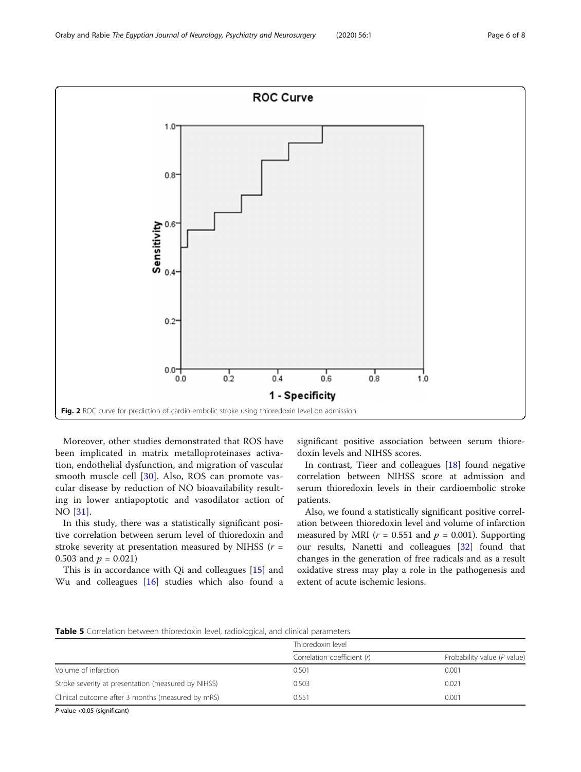Fig. 2 ROC curve for prediction of cardio-embolic stroke using thioredoxin level on admission

Moreover, other studies demonstrated that ROS have been implicated in matrix metalloproteinases activation, endothelial dysfunction, and migration of vascular smooth muscle cell [30]. Also, ROS can promote vascular disease by reduction of NO bioavailability resulting in lower antiapoptotic and vasodilator action of NO [31].

In this study, there was a statistically significant positive correlation between serum level of thioredoxin and stroke severity at presentation measured by NIHSS ($r$ = 0.503 and $p$ = 0.021)

This is in accordance with Qi and colleagues [15] and Wu and colleagues [16] studies which also found a significant positive association between serum thioredoxin levels and NIHSS scores.

In contrast, Tieer and colleagues [18] found negative correlation between NIHSS score at admission and serum thioredoxin levels in their cardioembolic stroke patients.

Also, we found a statistically significant positive correlation between thioredoxin level and volume of infarction measured by MRI ($r$ = 0.551 and $p$ = 0.001). Supporting our results, Nanetti and colleagues [32] found that changes in the generation of free radicals and as a result oxidative stress may play a role in the pathogenesis and extent of acute ischemic lesions.

**Table 5** Correlation between thioredoxin level, radiological, and clinical parameters

| | Thioredoxin level | |
|---|---|---|
| | Correlation coefficient ($r$) | Probability value ($P$ value) |
| Volume of infarction | 0.501 | 0.001 |
| Stroke severity at presentation (measured by NIHSS) | 0.503 | 0.021 |
| Clinical outcome after 3 months (measured by mRS) | 0.551 | 0.001 |

$P$ value <0.05 (significant)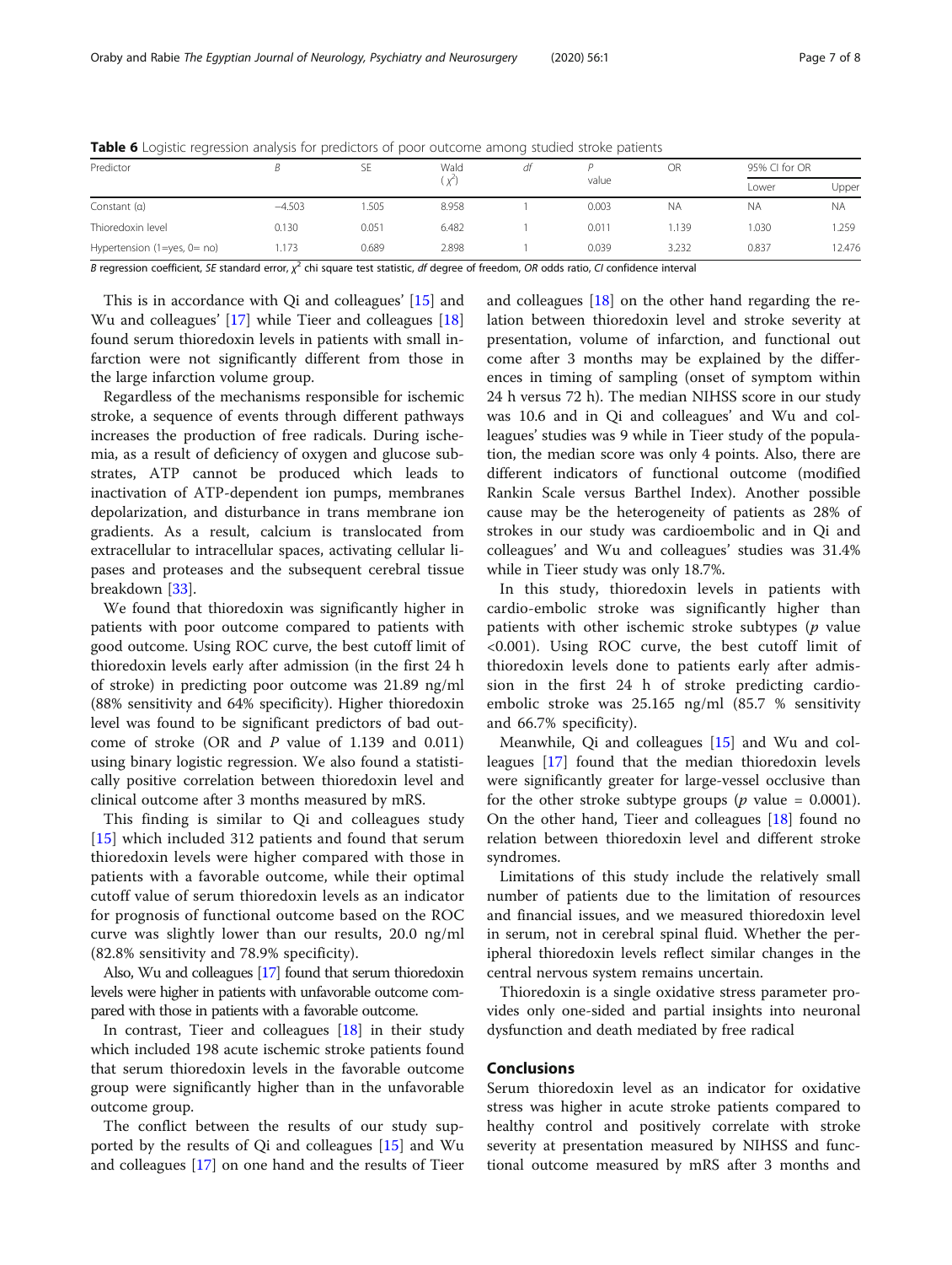**Table 6** Logistic regression analysis for predictors of poor outcome among studied stroke patients

| Predictor | B | SE | Wald ($\chi^2$) | df | P value | OR | 95% CI for OR | |
|---|---|---|---|---|---|---|---|---|
| | | | | | | | Lower | Upper |
| Constant (α) | −4.503 | 1.505 | 8.958 | 1 | 0.003 | NA | NA | NA |
| Thioredoxin level | 0.130 | 0.051 | 6.482 | 1 | 0.011 | 1.139 | 1.030 | 1.259 |
| Hypertension (1=yes, 0= no) | 1.173 | 0.689 | 2.898 | 1 | 0.039 | 3.232 | 0.837 | 12.476 |

*B* regression coefficient, *SE* standard error, $\chi^2$ chi square test statistic, *df* degree of freedom, *OR* odds ratio, *CI* confidence interval

This is in accordance with Qi and colleagues' [15] and Wu and colleagues' [17] while Tieer and colleagues [18] found serum thioredoxin levels in patients with small infarction were not significantly different from those in the large infarction volume group.

Regardless of the mechanisms responsible for ischemic stroke, a sequence of events through different pathways increases the production of free radicals. During ischemia, as a result of deficiency of oxygen and glucose substrates, ATP cannot be produced which leads to inactivation of ATP-dependent ion pumps, membranes depolarization, and disturbance in trans membrane ion gradients. As a result, calcium is translocated from extracellular to intracellular spaces, activating cellular lipases and proteases and the subsequent cerebral tissue breakdown [33].

We found that thioredoxin was significantly higher in patients with poor outcome compared to patients with good outcome. Using ROC curve, the best cutoff limit of thioredoxin levels early after admission (in the first 24 h of stroke) in predicting poor outcome was 21.89 ng/ml (88% sensitivity and 64% specificity). Higher thioredoxin level was found to be significant predictors of bad outcome of stroke (OR and *P* value of 1.139 and 0.011) using binary logistic regression. We also found a statistically positive correlation between thioredoxin level and clinical outcome after 3 months measured by mRS.

This finding is similar to Qi and colleagues study [15] which included 312 patients and found that serum thioredoxin levels were higher compared with those in patients with a favorable outcome, while their optimal cutoff value of serum thioredoxin levels as an indicator for prognosis of functional outcome based on the ROC curve was slightly lower than our results, 20.0 ng/ml (82.8% sensitivity and 78.9% specificity).

Also, Wu and colleagues [17] found that serum thioredoxin levels were higher in patients with unfavorable outcome compared with those in patients with a favorable outcome.

In contrast, Tieer and colleagues [18] in their study which included 198 acute ischemic stroke patients found that serum thioredoxin levels in the favorable outcome group were significantly higher than in the unfavorable outcome group.

The conflict between the results of our study supported by the results of Qi and colleagues [15] and Wu and colleagues [17] on one hand and the results of Tieer and colleagues [18] on the other hand regarding the relation between thioredoxin level and stroke severity at presentation, volume of infarction, and functional out come after 3 months may be explained by the differences in timing of sampling (onset of symptom within 24 h versus 72 h). The median NIHSS score in our study was 10.6 and in Qi and colleagues' and Wu and colleagues' studies was 9 while in Tieer study of the population, the median score was only 4 points. Also, there are different indicators of functional outcome (modified Rankin Scale versus Barthel Index). Another possible cause may be the heterogeneity of patients as 28% of strokes in our study was cardioembolic and in Qi and colleagues' and Wu and colleagues' studies was 31.4% while in Tieer study was only 18.7%.

In this study, thioredoxin levels in patients with cardio-embolic stroke was significantly higher than patients with other ischemic stroke subtypes (*p* value <0.001). Using ROC curve, the best cutoff limit of thioredoxin levels done to patients early after admission in the first 24 h of stroke predicting cardio-embolic stroke was 25.165 ng/ml (85.7 % sensitivity and 66.7% specificity).

Meanwhile, Qi and colleagues [15] and Wu and colleagues [17] found that the median thioredoxin levels were significantly greater for large-vessel occlusive than for the other stroke subtype groups (*p* value = 0.0001). On the other hand, Tieer and colleagues [18] found no relation between thioredoxin level and different stroke syndromes.

Limitations of this study include the relatively small number of patients due to the limitation of resources and financial issues, and we measured thioredoxin level in serum, not in cerebral spinal fluid. Whether the peripheral thioredoxin levels reflect similar changes in the central nervous system remains uncertain.

Thioredoxin is a single oxidative stress parameter provides only one-sided and partial insights into neuronal dysfunction and death mediated by free radical

## Conclusions

Serum thioredoxin level as an indicator for oxidative stress was higher in acute stroke patients compared to healthy control and positively correlate with stroke severity at presentation measured by NIHSS and functional outcome measured by mRS after 3 months and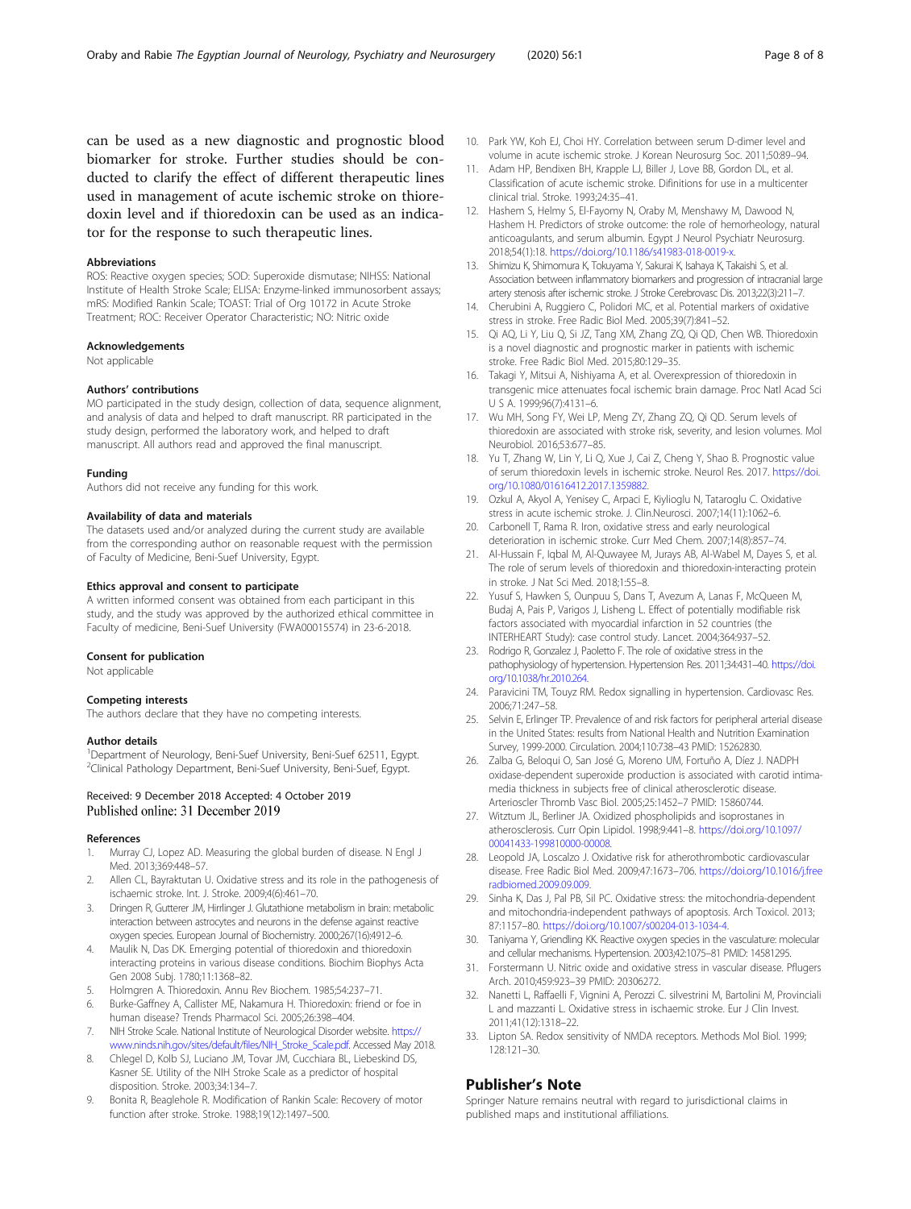can be used as a new diagnostic and prognostic blood biomarker for stroke. Further studies should be conducted to clarify the effect of different therapeutic lines used in management of acute ischemic stroke on thioredoxin level and if thioredoxin can be used as an indicator for the response to such therapeutic lines.

#### Abbreviations
ROS: Reactive oxygen species; SOD: Superoxide dismutase; NIHSS: National Institute of Health Stroke Scale; ELISA: Enzyme-linked immunosorbent assays; mRS: Modified Rankin Scale; TOAST: Trial of Org 10172 in Acute Stroke Treatment; ROC: Receiver Operator Characteristic; NO: Nitric oxide

#### Acknowledgements
Not applicable

#### Authors' contributions
MO participated in the study design, collection of data, sequence alignment, and analysis of data and helped to draft manuscript. RR participated in the study design, performed the laboratory work, and helped to draft manuscript. All authors read and approved the final manuscript.

#### Funding
Authors did not receive any funding for this work.

#### Availability of data and materials
The datasets used and/or analyzed during the current study are available from the corresponding author on reasonable request with the permission of Faculty of Medicine, Beni-Suef University, Egypt.

#### Ethics approval and consent to participate
A written informed consent was obtained from each participant in this study, and the study was approved by the authorized ethical committee in Faculty of medicine, Beni-Suef University (FWA00015574) in 23-6-2018.

#### Consent for publication
Not applicable

#### Competing interests
The authors declare that they have no competing interests.

#### Author details
[1]Department of Neurology, Beni-Suef University, Beni-Suef 62511, Egypt. [2]Clinical Pathology Department, Beni-Suef University, Beni-Suef, Egypt.

Received: 9 December 2018 Accepted: 4 October 2019
Published online: 31 December 2019

#### References
1. Murray CJ, Lopez AD. Measuring the global burden of disease. N Engl J Med. 2013;369:448–57.
2. Allen CL, Bayraktutan U. Oxidative stress and its role in the pathogenesis of ischaemic stroke. Int. J. Stroke. 2009;4(6):461–70.
3. Dringen R, Gutterer JM, Hirrlinger J. Glutathione metabolism in brain: metabolic interaction between astrocytes and neurons in the defense against reactive oxygen species. European Journal of Biochemistry. 2000;267(16):4912–6.
4. Maulik N, Das DK. Emerging potential of thioredoxin and thioredoxin interacting proteins in various disease conditions. Biochim Biophys Acta Gen 2008 Subj. 1780;11:1368–82.
5. Holmgren A. Thioredoxin. Annu Rev Biochem. 1985;54:237–71.
6. Burke-Gaffney A, Callister ME, Nakamura H. Thioredoxin: friend or foe in human disease? Trends Pharmacol Sci. 2005;26:398–404.
7. NIH Stroke Scale. National Institute of Neurological Disorder website. https://www.ninds.nih.gov/sites/default/files/NIH_Stroke_Scale.pdf. Accessed May 2018.
8. Chlegel D, Kolb SJ, Luciano JM, Tovar JM, Cucchiara BL, Liebeskind DS, Kasner SE. Utility of the NIH Stroke Scale as a predictor of hospital disposition. Stroke. 2003;34:134–7.
9. Bonita R, Beaglehole R. Modification of Rankin Scale: Recovery of motor function after stroke. Stroke. 1988;19(12):1497–500.
10. Park YW, Koh EJ, Choi HY. Correlation between serum D-dimer level and volume in acute ischemic stroke. J Korean Neurosurg Soc. 2011;50:89–94.
11. Adam HP, Bendixen BH, Krapple LJ, Biller J, Love BB, Gordon DL, et al. Classification of acute ischemic stroke. Difinitions for use in a multicenter clinical trial. Stroke. 1993;24:35–41.
12. Hashem S, Helmy S, El-Fayomy N, Oraby M, Menshawy M, Dawood N, Hashem H. Predictors of stroke outcome: the role of hemorheology, natural anticoagulants, and serum albumin. Egypt J Neurol Psychiatr Neurosurg. 2018;54(1):18. https://doi.org/10.1186/s41983-018-0019-x.
13. Shimizu K, Shimomura K, Tokuyama Y, Sakurai K, Isahaya K, Takaishi S, et al. Association between inflammatory biomarkers and progression of intracranial large artery stenosis after ischemic stroke. J Stroke Cerebrovasc Dis. 2013;22(3):211–7.
14. Cherubini A, Ruggiero C, Polidori MC, et al. Potential markers of oxidative stress in stroke. Free Radic Biol Med. 2005;39(7):841–52.
15. Qi AQ, Li Y, Liu Q, Si JZ, Tang XM, Zhang ZQ, Qi QD, Chen WB. Thioredoxin is a novel diagnostic and prognostic marker in patients with ischemic stroke. Free Radic Biol Med. 2015;80:129–35.
16. Takagi Y, Mitsui A, Nishiyama A, et al. Overexpression of thioredoxin in transgenic mice attenuates focal ischemic brain damage. Proc Natl Acad Sci U S A. 1999;96(7):4131–6.
17. Wu MH, Song FY, Wei LP, Meng ZY, Zhang ZQ, Qi QD. Serum levels of thioredoxin are associated with stroke risk, severity, and lesion volumes. Mol Neurobiol. 2016;53:677–85.
18. Yu T, Zhang W, Lin Y, Li Q, Xue J, Cai Z, Cheng Y, Shao B. Prognostic value of serum thioredoxin levels in ischemic stroke. Neurol Res. 2017. https://doi.org/10.1080/01616412.2017.1359882.
19. Ozkul A, Akyol A, Yenisey C, Arpaci E, Kiylioglu N, Tataroglu C. Oxidative stress in acute ischemic stroke. J. Clin.Neurosci. 2007;14(11):1062–6.
20. Carbonell T, Rama R. Iron, oxidative stress and early neurological deterioration in ischemic stroke. Curr Med Chem. 2007;14(8):857–74.
21. Al-Hussain F, Iqbal M, Al-Quwayee M, Jurays AB, Al-Wabel M, Dayes S, et al. The role of serum levels of thioredoxin and thioredoxin-interacting protein in stroke. J Nat Sci Med. 2018;1:55–8.
22. Yusuf S, Hawken S, Ounpuu S, Dans T, Avezum A, Lanas F, McQueen M, Budaj A, Pais P, Varigos J, Lisheng L. Effect of potentially modifiable risk factors associated with myocardial infarction in 52 countries (the INTERHEART Study): case control study. Lancet. 2004;364:937–52.
23. Rodrigo R, Gonzalez J, Paoletto F. The role of oxidative stress in the pathophysiology of hypertension. Hypertension Res. 2011;34:431–40. https://doi.org/10.1038/hr.2010.264.
24. Paravicini TM, Touyz RM. Redox signalling in hypertension. Cardiovasc Res. 2006;71:247–58.
25. Selvin E, Erlinger TP. Prevalence of and risk factors for peripheral arterial disease in the United States: results from National Health and Nutrition Examination Survey, 1999-2000. Circulation. 2004;110:738–43 PMID: 15262830.
26. Zalba G, Beloqui O, San José G, Moreno UM, Fortuño A, Díez J. NADPH oxidase-dependent superoxide production is associated with carotid intima-media thickness in subjects free of clinical atherosclerotic disease. Arterioscler Thromb Vasc Biol. 2005;25:1452–7 PMID: 15860744.
27. Witztum JL, Berliner JA. Oxidized phospholipids and isoprostanes in atherosclerosis. Curr Opin Lipidol. 1998;9:441–8. https://doi.org/10.1097/00041433-199810000-00008.
28. Leopold JA, Loscalzo J. Oxidative risk for atherothrombotic cardiovascular disease. Free Radic Biol Med. 2009;47:1673–706. https://doi.org/10.1016/j.freeradbiomed.2009.09.009.
29. Sinha K, Das J, Pal PB, Sil PC. Oxidative stress: the mitochondria-dependent and mitochondria-independent pathways of apoptosis. Arch Toxicol. 2013; 87:1157–80. https://doi.org/10.1007/s00204-013-1034-4.
30. Taniyama Y, Griendling KK. Reactive oxygen species in the vasculature: molecular and cellular mechanisms. Hypertension. 2003;42:1075–81 PMID: 14581295.
31. Forstermann U. Nitric oxide and oxidative stress in vascular disease. Pflugers Arch. 2010;459:923–39 PMID: 20306272.
32. Nanetti L, Raffaelli F, Vignini A, Perozzi C. silvestrini M, Bartolini M, Provinciali L and mazzanti L. Oxidative stress in ischaemic stroke. Eur J Clin Invest. 2011;41(12):1318–22.
33. Lipton SA. Redox sensitivity of NMDA receptors. Methods Mol Biol. 1999; 128:121–30.

## Publisher's Note
Springer Nature remains neutral with regard to jurisdictional claims in published maps and institutional affiliations.